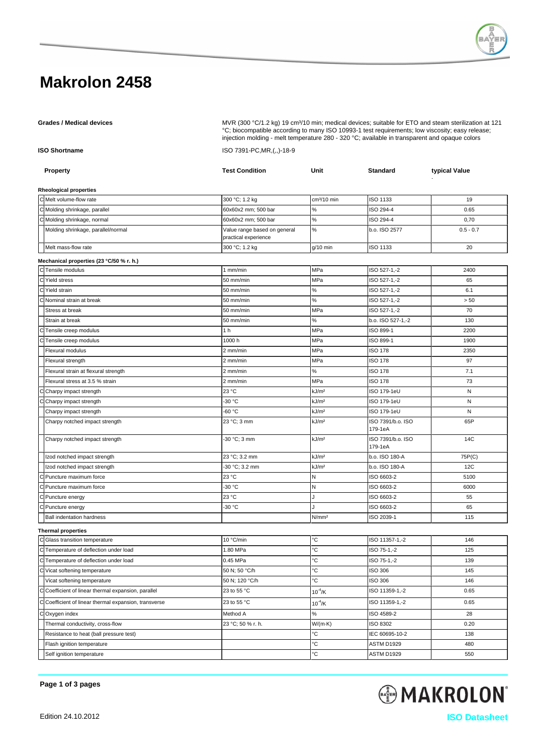# Makrolon 2458

**Grades / Medical devices**

MVR (300 °C/1.2 kg) 19 cm³/10 min; medical devices; suitable for ETO and steam sterilization at 121 °C; biocompatible according to many ISO 10993-1 test requirements; low viscosity; easy release; injection molding - melt temperature 280 - 320 °C; available in transparent and opaque colors

**ISO Shortname**

ISO 7391-PC,MR,(,,)-18-9

| | Property | Test Condition | Unit | Standard | typical Value |
|---|---|---|---|---|---|
| | **Rheological properties** | | | | |
| C | Melt volume-flow rate | 300 °C; 1.2 kg | cm³/10 min | ISO 1133 | 19 |
| C | Molding shrinkage, parallel | 60x60x2 mm; 500 bar | % | ISO 294-4 | 0.65 |
| C | Molding shrinkage, normal | 60x60x2 mm; 500 bar | % | ISO 294-4 | 0,70 |
| | Molding shrinkage, parallel/normal | Value range based on general practical experience | % | b.o. ISO 2577 | 0.5 - 0.7 |
| | Melt mass-flow rate | 300 °C; 1.2 kg | g/10 min | ISO 1133 | 20 |
| | **Mechanical properties (23 °C/50 % r. h.)** | | | | |
| C | Tensile modulus | 1 mm/min | MPa | ISO 527-1,-2 | 2400 |
| C | Yield stress | 50 mm/min | MPa | ISO 527-1,-2 | 65 |
| C | Yield strain | 50 mm/min | % | ISO 527-1,-2 | 6.1 |
| C | Nominal strain at break | 50 mm/min | % | ISO 527-1,-2 | > 50 |
| | Stress at break | 50 mm/min | MPa | ISO 527-1,-2 | 70 |
| | Strain at break | 50 mm/min | % | b.o. ISO 527-1,-2 | 130 |
| C | Tensile creep modulus | 1 h | MPa | ISO 899-1 | 2200 |
| C | Tensile creep modulus | 1000 h | MPa | ISO 899-1 | 1900 |
| | Flexural modulus | 2 mm/min | MPa | ISO 178 | 2350 |
| | Flexural strength | 2 mm/min | MPa | ISO 178 | 97 |
| | Flexural strain at flexural strength | 2 mm/min | % | ISO 178 | 7.1 |
| | Flexural stress at 3.5 % strain | 2 mm/min | MPa | ISO 178 | 73 |
| C | Charpy impact strength | 23 °C | kJ/m² | ISO 179-1eU | N |
| C | Charpy impact strength | -30 °C | kJ/m² | ISO 179-1eU | N |
| | Charpy impact strength | -60 °C | kJ/m² | ISO 179-1eU | N |
| | Charpy notched impact strength | 23 °C; 3 mm | kJ/m² | ISO 7391/b.o. ISO 179-1eA | 65P |
| | Charpy notched impact strength | -30 °C; 3 mm | kJ/m² | ISO 7391/b.o. ISO 179-1eA | 14C |
| | Izod notched impact strength | 23 °C; 3.2 mm | kJ/m² | b.o. ISO 180-A | 75P(C) |
| | Izod notched impact strength | -30 °C; 3.2 mm | kJ/m² | b.o. ISO 180-A | 12C |
| C | Puncture maximum force | 23 °C | N | ISO 6603-2 | 5100 |
| C | Puncture maximum force | -30 °C | N | ISO 6603-2 | 6000 |
| C | Puncture energy | 23 °C | J | ISO 6603-2 | 55 |
| C | Puncture energy | -30 °C | J | ISO 6603-2 | 65 |
| | Ball indentation hardness | | N/mm² | ISO 2039-1 | 115 |
| | **Thermal properties** | | | | |
| C | Glass transition temperature | 10 °C/min | °C | ISO 11357-1,-2 | 146 |
| C | Temperature of deflection under load | 1.80 MPa | °C | ISO 75-1,-2 | 125 |
| C | Temperature of deflection under load | 0.45 MPa | °C | ISO 75-1,-2 | 139 |
| C | Vicat softening temperature | 50 N; 50 °C/h | °C | ISO 306 | 145 |
| | Vicat softening temperature | 50 N; 120 °C/h | °C | ISO 306 | 146 |
| C | Coefficient of linear thermal expansion, parallel | 23 to 55 °C | $10^{-4}$/K | ISO 11359-1,-2 | 0.65 |
| C | Coefficient of linear thermal expansion, transverse | 23 to 55 °C | $10^{-4}$/K | ISO 11359-1,-2 | 0.65 |
| C | Oxygen index | Method A | % | ISO 4589-2 | 28 |
| | Thermal conductivity, cross-flow | 23 °C; 50 % r. h. | W/(m·K) | ISO 8302 | 0.20 |
| | Resistance to heat (ball pressure test) | | °C | IEC 60695-10-2 | 138 |
| | Flash ignition temperature | | °C | ASTM D1929 | 480 |
| | Self ignition temperature | | °C | ASTM D1929 | 550 |

Edition 24.10.2012

ISO Datasheet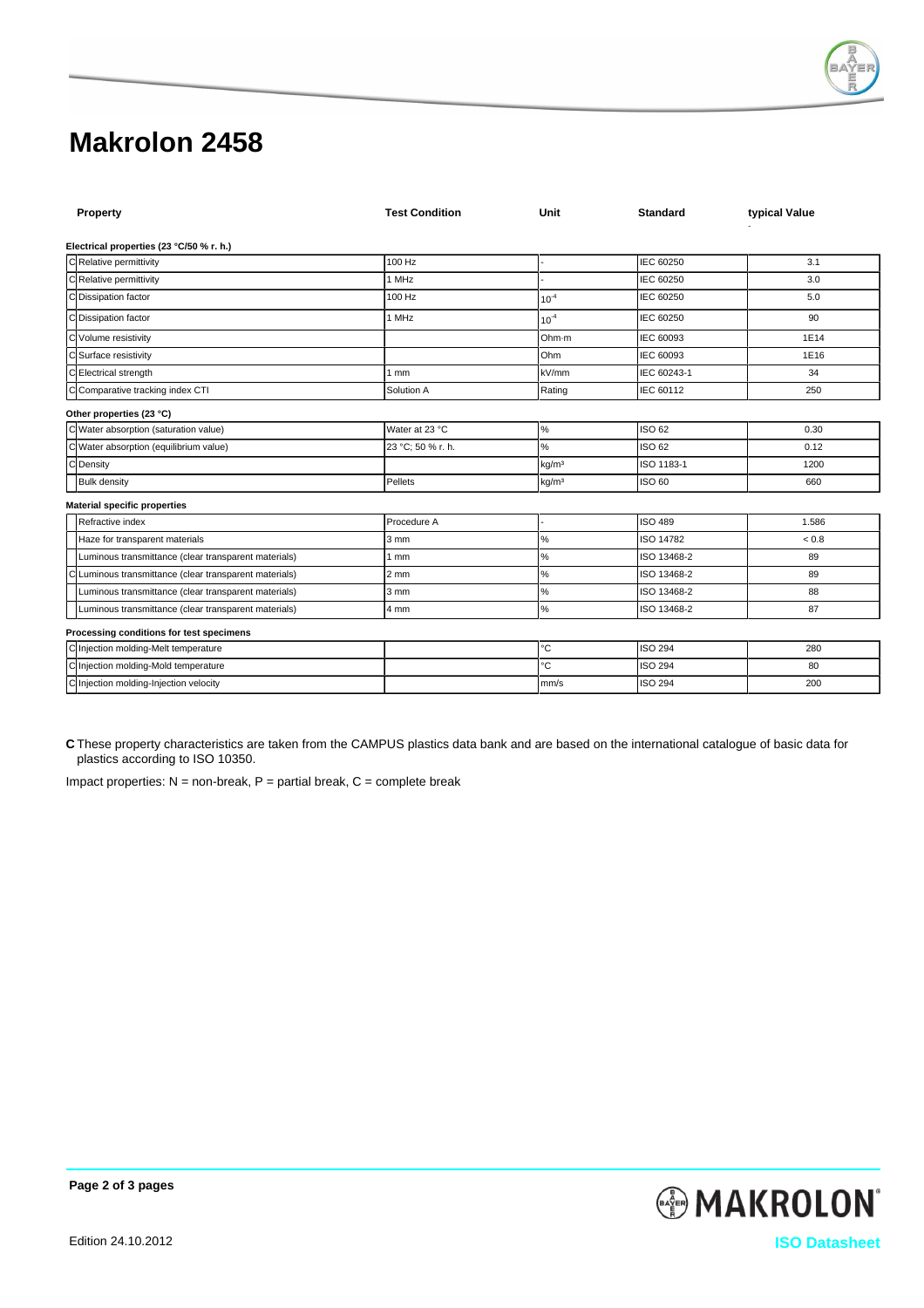# Makrolon 2458

| | Property | Test Condition | Unit | Standard | typical Value |
|---|---|---|---|---|---|
| | **Electrical properties (23 °C/50 % r. h.)** | | | | |
| C | Relative permittivity | 100 Hz | - | IEC 60250 | 3.1 |
| C | Relative permittivity | 1 MHz | - | IEC 60250 | 3.0 |
| C | Dissipation factor | 100 Hz | $10^{-4}$ | IEC 60250 | 5.0 |
| C | Dissipation factor | 1 MHz | $10^{-4}$ | IEC 60250 | 90 |
| C | Volume resistivity | | Ohm·m | IEC 60093 | 1E14 |
| C | Surface resistivity | | Ohm | IEC 60093 | 1E16 |
| C | Electrical strength | 1 mm | kV/mm | IEC 60243-1 | 34 |
| C | Comparative tracking index CTI | Solution A | Rating | IEC 60112 | 250 |
| | **Other properties (23 °C)** | | | | |
| C | Water absorption (saturation value) | Water at 23 °C | % | ISO 62 | 0.30 |
| C | Water absorption (equilibrium value) | 23 °C; 50 % r. h. | % | ISO 62 | 0.12 |
| C | Density | | kg/m³ | ISO 1183-1 | 1200 |
| | Bulk density | Pellets | kg/m³ | ISO 60 | 660 |
| | **Material specific properties** | | | | |
| | Refractive index | Procedure A | - | ISO 489 | 1.586 |
| | Haze for transparent materials | 3 mm | % | ISO 14782 | < 0.8 |
| | Luminous transmittance (clear transparent materials) | 1 mm | % | ISO 13468-2 | 89 |
| C | Luminous transmittance (clear transparent materials) | 2 mm | % | ISO 13468-2 | 89 |
| | Luminous transmittance (clear transparent materials) | 3 mm | % | ISO 13468-2 | 88 |
| | Luminous transmittance (clear transparent materials) | 4 mm | % | ISO 13468-2 | 87 |
| | **Processing conditions for test specimens** | | | | |
| C | Injection molding-Melt temperature | | °C | ISO 294 | 280 |
| C | Injection molding-Mold temperature | | °C | ISO 294 | 80 |
| C | Injection molding-Injection velocity | | mm/s | ISO 294 | 200 |

**C** These property characteristics are taken from the CAMPUS plastics data bank and are based on the international catalogue of basic data for plastics according to ISO 10350.

Impact properties: N = non-break, P = partial break, C = complete break

Edition 24.10.2012

ISO Datasheet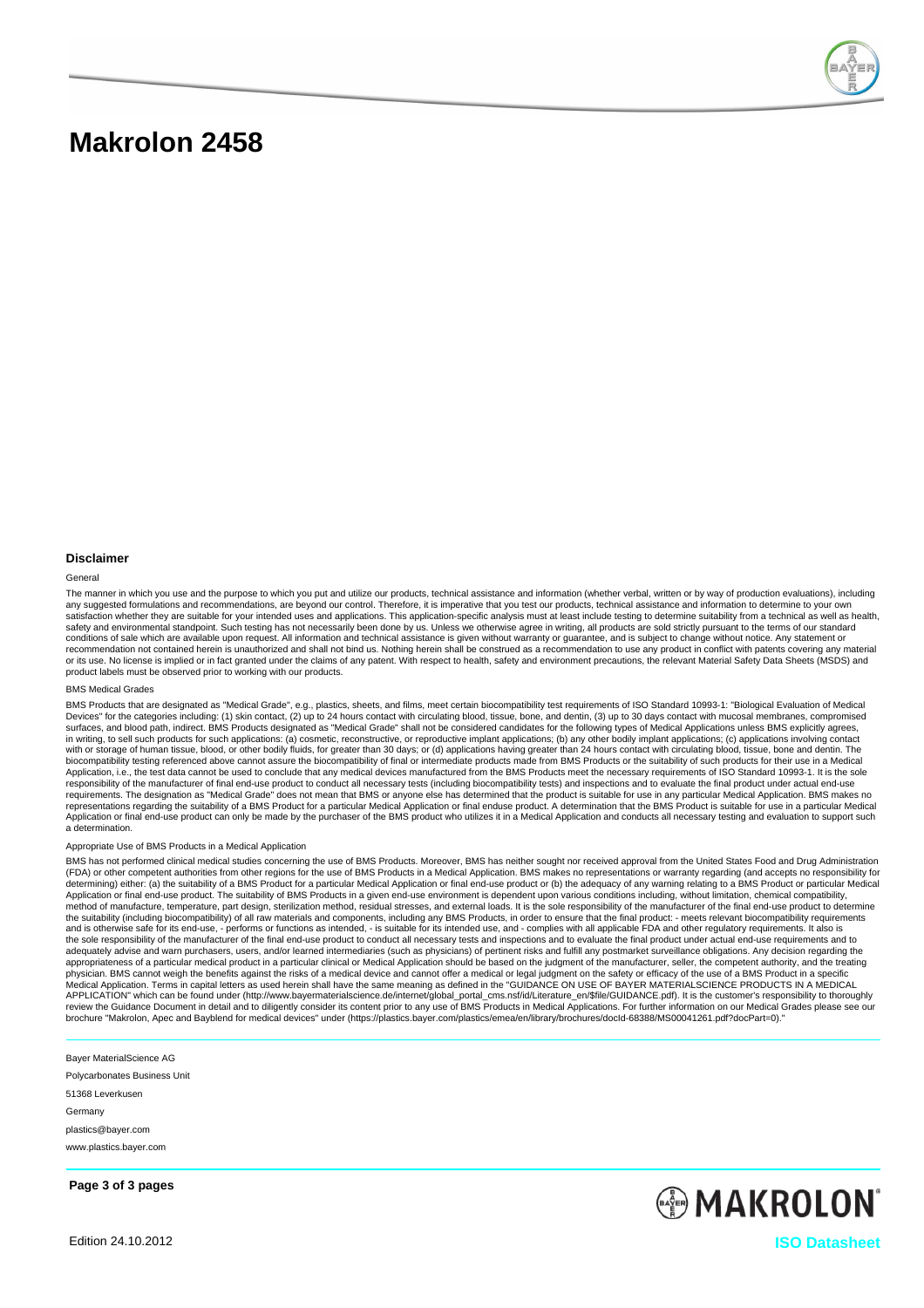# Makrolon 2458

## Disclaimer

General

The manner in which you use and the purpose to which you put and utilize our products, technical assistance and information (whether verbal, written or by way of production evaluations), including any suggested formulations and recommendations, are beyond our control. Therefore, it is imperative that you test our products, technical assistance and information to determine to your own satisfaction whether they are suitable for your intended uses and applications. This application-specific analysis must at least include testing to determine suitability from a technical as well as health, safety and environmental standpoint. Such testing has not necessarily been done by us. Unless we otherwise agree in writing, all products are sold strictly pursuant to the terms of our standard conditions of sale which are available upon request. All information and technical assistance is given without warranty or guarantee, and is subject to change without notice. Any statement or recommendation not contained herein is unauthorized and shall not bind us. Nothing herein shall be construed as a recommendation to use any product in conflict with patents covering any material or its use. No license is implied or in fact granted under the claims of any patent. With respect to health, safety and environment precautions, the relevant Material Safety Data Sheets (MSDS) and product labels must be observed prior to working with our products.

BMS Medical Grades

BMS Products that are designated as "Medical Grade", e.g., plastics, sheets, and films, meet certain biocompatibility test requirements of ISO Standard 10993-1: "Biological Evaluation of Medical Devices" for the categories including: (1) skin contact, (2) up to 24 hours contact with circulating blood, tissue, bone, and dentin, (3) up to 30 days contact with mucosal membranes, compromised surfaces, and blood path, indirect. BMS Products designated as "Medical Grade" shall not be considered candidates for the following types of Medical Applications unless BMS explicitly agrees, in writing, to sell such products for such applications: (a) cosmetic, reconstructive, or reproductive implant applications; (b) any other bodily implant applications; (c) applications involving contact with or storage of human tissue, blood, or other bodily fluids, for greater than 30 days; or (d) applications having greater than 24 hours contact with circulating blood, tissue, bone and dentin. The biocompatibility testing referenced above cannot assure the biocompatibility of final or intermediate products made from BMS Products or the suitability of such products for their use in a Medical Application, i.e., the test data cannot be used to conclude that any medical devices manufactured from the BMS Products meet the necessary requirements of ISO Standard 10993-1. It is the sole responsibility of the manufacturer of final end-use product to conduct all necessary tests (including biocompatibility tests) and inspections and to evaluate the final product under actual end-use requirements. The designation as "Medical Grade" does not mean that BMS or anyone else has determined that the product is suitable for use in any particular Medical Application. BMS makes no representations regarding the suitability of a BMS Product for a particular Medical Application or final enduse product. A determination that the BMS Product is suitable for use in a particular Medical Application or final end-use product can only be made by the purchaser of the BMS product who utilizes it in a Medical Application and conducts all necessary testing and evaluation to support such a determination.

Appropriate Use of BMS Products in a Medical Application

BMS has not performed clinical medical studies concerning the use of BMS Products. Moreover, BMS has neither sought nor received approval from the United States Food and Drug Administration (FDA) or other competent authorities from other regions for the use of BMS Products in a Medical Application. BMS makes no representations or warranty regarding (and accepts no responsibility for determining) either: (a) the suitability of a BMS Product for a particular Medical Application or final end-use product or (b) the adequacy of any warning relating to a BMS Product or particular Medical Application or final end-use product. The suitability of BMS Products in a given end-use environment is dependent upon various conditions including, without limitation, chemical compatibility, method of manufacture, temperature, part design, sterilization method, residual stresses, and external loads. It is the sole responsibility of the manufacturer of the final end-use product to determine the suitability (including biocompatibility) of all raw materials and components, including any BMS Products, in order to ensure that the final product: - meets relevant biocompatibility requirements and is otherwise safe for its end-use, - performs or functions as intended, - is suitable for its intended use, and - complies with all applicable FDA and other regulatory requirements. It also is the sole responsibility of the manufacturer of the final end-use product to conduct all necessary tests and inspections and to evaluate the final product under actual end-use requirements and to adequately advise and warn purchasers, users, and/or learned intermediaries (such as physicians) of pertinent risks and fulfill any postmarket surveillance obligations. Any decision regarding the appropriateness of a particular medical product in a particular clinical or Medical Application should be based on the judgment of the manufacturer, seller, the competent authority, and the treating physician. BMS cannot weigh the benefits against the risks of a medical device and cannot offer a medical or legal judgment on the safety or efficacy of the use of a BMS Product in a specific Medical Application. Terms in capital letters as used herein shall have the same meaning as defined in the "GUIDANCE ON USE OF BAYER MATERIALSCIENCE PRODUCTS IN A MEDICAL APPLICATION" which can be found under (http://www.bayermaterialscience.de/internet/global_portal_cms.nsf/id/Literature_en/$file/GUIDANCE.pdf). It is the customer's responsibility to thoroughly review the Guidance Document in detail and to diligently consider its content prior to any use of BMS Products in Medical Applications. For further information on our Medical Grades please see our brochure "Makrolon, Apec and Bayblend for medical devices" under (https://plastics.bayer.com/plastics/emea/en/library/brochures/docId-68388/MS00041261.pdf?docPart=0)."

Bayer MaterialScience AG

Polycarbonates Business Unit

51368 Leverkusen

Germany

plastics@bayer.com

www.plastics.bayer.com

MAKROLON®

Edition 24.10.2012

ISO Datasheet